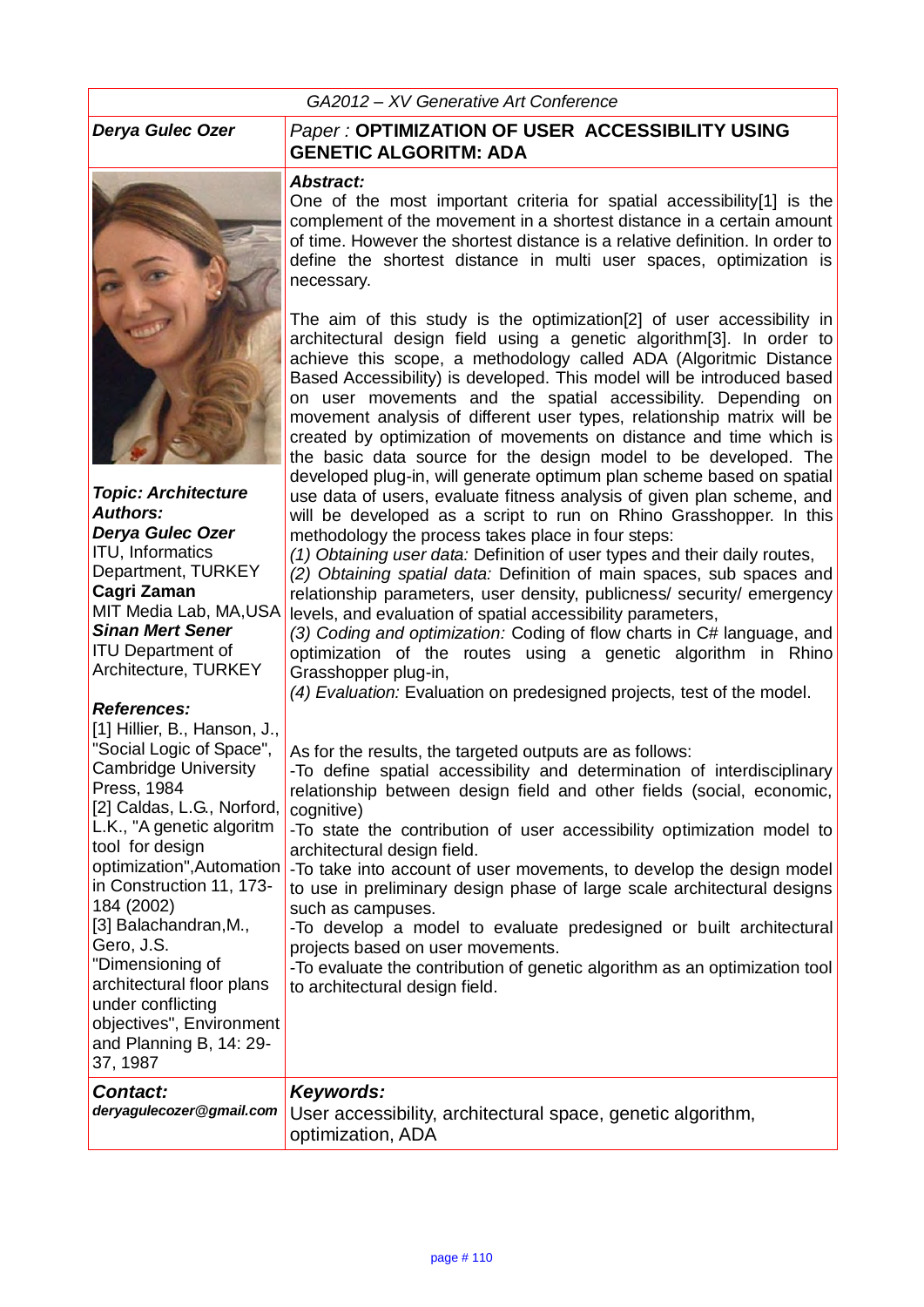GA2012 – XV Generative Art Conference

**Derya Gulec Ozer**

*Paper :* **OPTIMIZATION OF USER ACCESSIBILITY USING GENETIC ALGORITM: ADA**

***Topic: Architecture***

***Authors:***

***Derya Gulec Ozer***
ITU, Informatics Department, TURKEY

**Cagri Zaman**
MIT Media Lab, MA,USA

***Sinan Mert Sener***
ITU Department of Architecture, TURKEY

***References:***

[1] Hillier, B., Hanson, J., "Social Logic of Space", Cambridge University Press, 1984

[2] Caldas, L.G., Norford, L.K., "A genetic algoritm tool for design optimization",Automation in Construction 11, 173-184 (2002)

[3] Balachandran,M., Gero, J.S. "Dimensioning of architectural floor plans under conflicting objectives", Environment and Planning B, 14: 29-37, 1987

***Abstract:***

One of the most important criteria for spatial accessibility[1] is the complement of the movement in a shortest distance in a certain amount of time. However the shortest distance is a relative definition. In order to define the shortest distance in multi user spaces, optimization is necessary.

The aim of this study is the optimization[2] of user accessibility in architectural design field using a genetic algorithm[3]. In order to achieve this scope, a methodology called ADA (Algoritmic Distance Based Accessibility) is developed. This model will be introduced based on user movements and the spatial accessibility. Depending on movement analysis of different user types, relationship matrix will be created by optimization of movements on distance and time which is the basic data source for the design model to be developed. The developed plug-in, will generate optimum plan scheme based on spatial use data of users, evaluate fitness analysis of given plan scheme, and will be developed as a script to run on Rhino Grasshopper. In this methodology the process takes place in four steps:

*(1) Obtaining user data:* Definition of user types and their daily routes,

*(2) Obtaining spatial data:* Definition of main spaces, sub spaces and relationship parameters, user density, publicness/ security/ emergency levels, and evaluation of spatial accessibility parameters,

*(3) Coding and optimization:* Coding of flow charts in C# language, and optimization of the routes using a genetic algorithm in Rhino Grasshopper plug-in,

*(4) Evaluation:* Evaluation on predesigned projects, test of the model.

As for the results, the targeted outputs are as follows:

-To define spatial accessibility and determination of interdisciplinary relationship between design field and other fields (social, economic, cognitive)

-To state the contribution of user accessibility optimization model to architectural design field.

-To take into account of user movements, to develop the design model to use in preliminary design phase of large scale architectural designs such as campuses.

-To develop a model to evaluate predesigned or built architectural projects based on user movements.

-To evaluate the contribution of genetic algorithm as an optimization tool to architectural design field.

***Contact:***
***deryagulecozer@gmail.com***

***Keywords:***
User accessibility, architectural space, genetic algorithm, optimization, ADA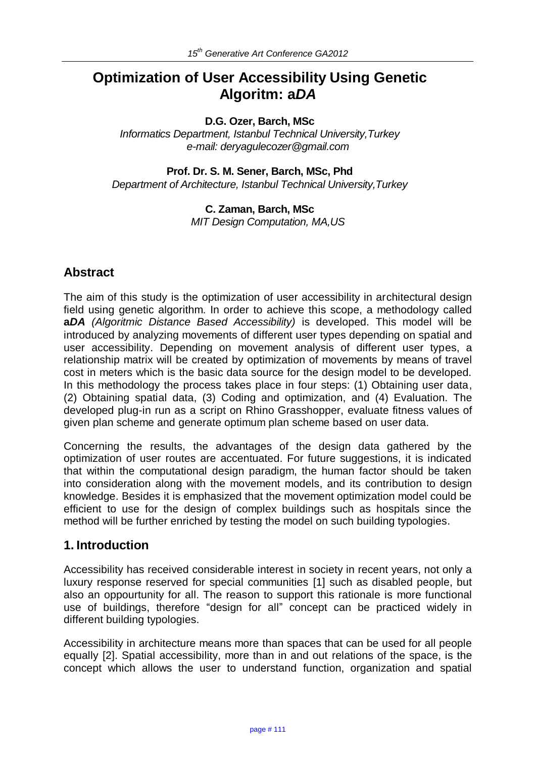# Optimization of User Accessibility Using Genetic Algoritm: a*DA*

**D.G. Ozer, Barch, MSc**
*Informatics Department, Istanbul Technical University,Turkey*
*e-mail: deryagulecozer@gmail.com*

**Prof. Dr. S. M. Sener, Barch, MSc, Phd**
*Department of Architecture, Istanbul Technical University,Turkey*

**C. Zaman, Barch, MSc**
*MIT Design Computation, MA,US*

## Abstract

The aim of this study is the optimization of user accessibility in architectural design field using genetic algorithm. In order to achieve this scope, a methodology called **a*DA*** *(Algoritmic Distance Based Accessibility)* is developed. This model will be introduced by analyzing movements of different user types depending on spatial and user accessibility. Depending on movement analysis of different user types, a relationship matrix will be created by optimization of movements by means of travel cost in meters which is the basic data source for the design model to be developed. In this methodology the process takes place in four steps: (1) Obtaining user data, (2) Obtaining spatial data, (3) Coding and optimization, and (4) Evaluation. The developed plug-in run as a script on Rhino Grasshopper, evaluate fitness values of given plan scheme and generate optimum plan scheme based on user data.

Concerning the results, the advantages of the design data gathered by the optimization of user routes are accentuated. For future suggestions, it is indicated that within the computational design paradigm, the human factor should be taken into consideration along with the movement models, and its contribution to design knowledge. Besides it is emphasized that the movement optimization model could be efficient to use for the design of complex buildings such as hospitals since the method will be further enriched by testing the model on such building typologies.

## 1. Introduction

Accessibility has received considerable interest in society in recent years, not only a luxury response reserved for special communities [1] such as disabled people, but also an oppourtunity for all. The reason to support this rationale is more functional use of buildings, therefore "design for all" concept can be practiced widely in different building typologies.

Accessibility in architecture means more than spaces that can be used for all people equally [2]. Spatial accessibility, more than in and out relations of the space, is the concept which allows the user to understand function, organization and spatial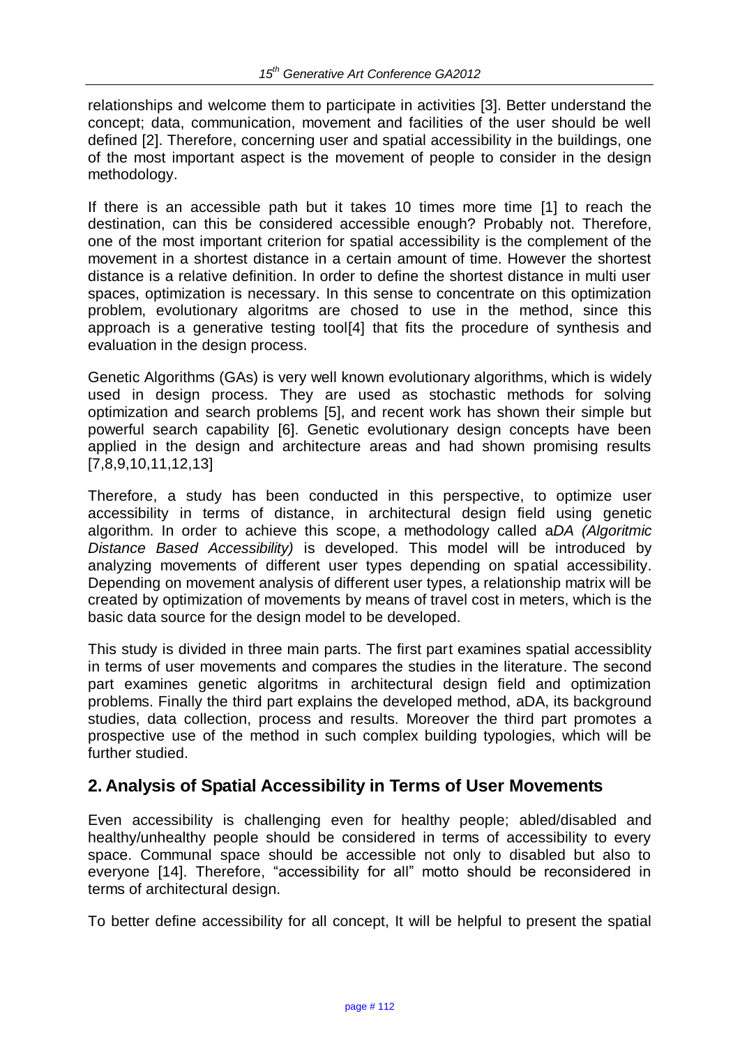relationships and welcome them to participate in activities [3]. Better understand the concept; data, communication, movement and facilities of the user should be well defined [2]. Therefore, concerning user and spatial accessibility in the buildings, one of the most important aspect is the movement of people to consider in the design methodology.

If there is an accessible path but it takes 10 times more time [1] to reach the destination, can this be considered accessible enough? Probably not. Therefore, one of the most important criterion for spatial accessibility is the complement of the movement in a shortest distance in a certain amount of time. However the shortest distance is a relative definition. In order to define the shortest distance in multi user spaces, optimization is necessary. In this sense to concentrate on this optimization problem, evolutionary algoritms are chosed to use in the method, since this approach is a generative testing tool[4] that fits the procedure of synthesis and evaluation in the design process.

Genetic Algorithms (GAs) is very well known evolutionary algorithms, which is widely used in design process. They are used as stochastic methods for solving optimization and search problems [5], and recent work has shown their simple but powerful search capability [6]. Genetic evolutionary design concepts have been applied in the design and architecture areas and had shown promising results [7,8,9,10,11,12,13]

Therefore, a study has been conducted in this perspective, to optimize user accessibility in terms of distance, in architectural design field using genetic algorithm. In order to achieve this scope, a methodology called a*DA (Algoritmic Distance Based Accessibility)* is developed. This model will be introduced by analyzing movements of different user types depending on spatial accessibility. Depending on movement analysis of different user types, a relationship matrix will be created by optimization of movements by means of travel cost in meters, which is the basic data source for the design model to be developed.

This study is divided in three main parts. The first part examines spatial accessiblity in terms of user movements and compares the studies in the literature. The second part examines genetic algoritms in architectural design field and optimization problems. Finally the third part explains the developed method, aDA, its background studies, data collection, process and results. Moreover the third part promotes a prospective use of the method in such complex building typologies, which will be further studied.

## 2. Analysis of Spatial Accessibility in Terms of User Movements

Even accessibility is challenging even for healthy people; abled/disabled and healthy/unhealthy people should be considered in terms of accessibility to every space. Communal space should be accessible not only to disabled but also to everyone [14]. Therefore, "accessibility for all" motto should be reconsidered in terms of architectural design.

To better define accessibility for all concept, It will be helpful to present the spatial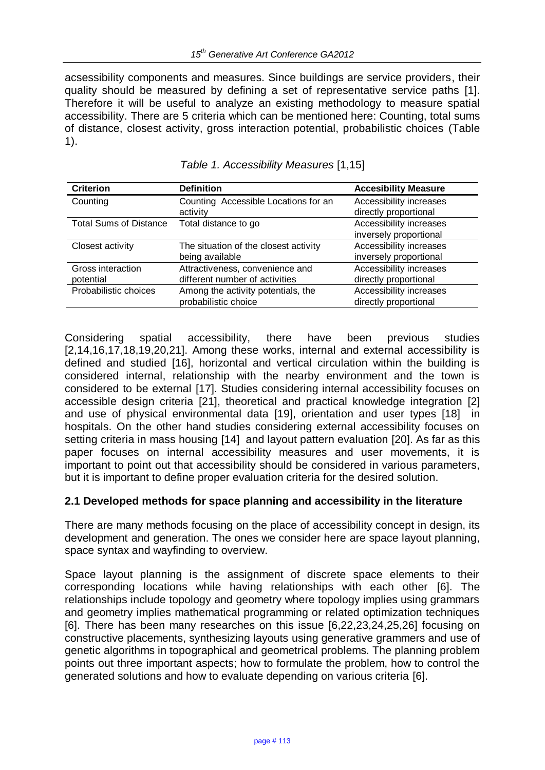acsessibility components and measures. Since buildings are service providers, their quality should be measured by defining a set of representative service paths [1]. Therefore it will be useful to analyze an existing methodology to measure spatial accessibility. There are 5 criteria which can be mentioned here: Counting, total sums of distance, closest activity, gross interaction potential, probabilistic choices (Table 1).

*Table 1. Accessibility Measures* [1,15]

| Criterion | Definition | Accesibility Measure |
|---|---|---|
| Counting | Counting Accessible Locations for an activity | Accessibility increases directly proportional |
| Total Sums of Distance | Total distance to go | Accessibility increases inversely proportional |
| Closest activity | The situation of the closest activity being available | Accessibility increases inversely proportional |
| Gross interaction potential | Attractiveness, convenience and different number of activities | Accessibility increases directly proportional |
| Probabilistic choices | Among the activity potentials, the probabilistic choice | Accessibility increases directly proportional |

Considering spatial accessibility, there have been previous studies [2,14,16,17,18,19,20,21]. Among these works, internal and external accessibility is defined and studied [16], horizontal and vertical circulation within the building is considered internal, relationship with the nearby environment and the town is considered to be external [17]. Studies considering internal accessibility focuses on accessible design criteria [21], theoretical and practical knowledge integration [2] and use of physical environmental data [19], orientation and user types [18] in hospitals. On the other hand studies considering external accessibility focuses on setting criteria in mass housing [14] and layout pattern evaluation [20]. As far as this paper focuses on internal accessibility measures and user movements, it is important to point out that accessibility should be considered in various parameters, but it is important to define proper evaluation criteria for the desired solution.

### 2.1 Developed methods for space planning and accessibility in the literature

There are many methods focusing on the place of accessibility concept in design, its development and generation. The ones we consider here are space layout planning, space syntax and wayfinding to overview.

Space layout planning is the assignment of discrete space elements to their corresponding locations while having relationships with each other [6]. The relationships include topology and geometry where topology implies using grammars and geometry implies mathematical programming or related optimization techniques [6]. There has been many researches on this issue [6,22,23,24,25,26] focusing on constructive placements, synthesizing layouts using generative grammers and use of genetic algorithms in topographical and geometrical problems. The planning problem points out three important aspects; how to formulate the problem, how to control the generated solutions and how to evaluate depending on various criteria [6].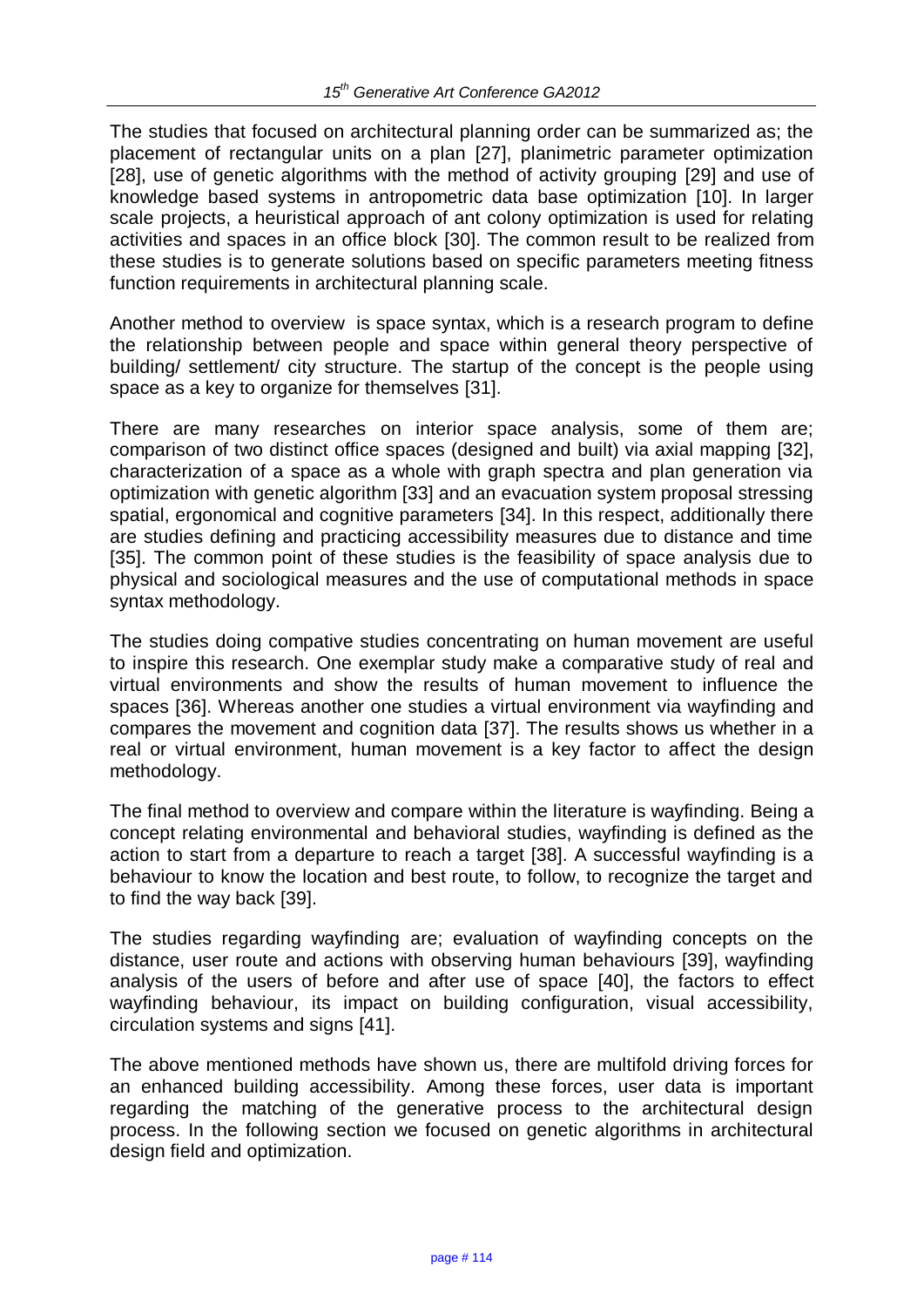The studies that focused on architectural planning order can be summarized as; the placement of rectangular units on a plan [27], planimetric parameter optimization [28], use of genetic algorithms with the method of activity grouping [29] and use of knowledge based systems in antropometric data base optimization [10]. In larger scale projects, a heuristical approach of ant colony optimization is used for relating activities and spaces in an office block [30]. The common result to be realized from these studies is to generate solutions based on specific parameters meeting fitness function requirements in architectural planning scale.

Another method to overview is space syntax, which is a research program to define the relationship between people and space within general theory perspective of building/ settlement/ city structure. The startup of the concept is the people using space as a key to organize for themselves [31].

There are many researches on interior space analysis, some of them are; comparison of two distinct office spaces (designed and built) via axial mapping [32], characterization of a space as a whole with graph spectra and plan generation via optimization with genetic algorithm [33] and an evacuation system proposal stressing spatial, ergonomical and cognitive parameters [34]. In this respect, additionally there are studies defining and practicing accessibility measures due to distance and time [35]. The common point of these studies is the feasibility of space analysis due to physical and sociological measures and the use of computational methods in space syntax methodology.

The studies doing compative studies concentrating on human movement are useful to inspire this research. One exemplar study make a comparative study of real and virtual environments and show the results of human movement to influence the spaces [36]. Whereas another one studies a virtual environment via wayfinding and compares the movement and cognition data [37]. The results shows us whether in a real or virtual environment, human movement is a key factor to affect the design methodology.

The final method to overview and compare within the literature is wayfinding. Being a concept relating environmental and behavioral studies, wayfinding is defined as the action to start from a departure to reach a target [38]. A successful wayfinding is a behaviour to know the location and best route, to follow, to recognize the target and to find the way back [39].

The studies regarding wayfinding are; evaluation of wayfinding concepts on the distance, user route and actions with observing human behaviours [39], wayfinding analysis of the users of before and after use of space [40], the factors to effect wayfinding behaviour, its impact on building configuration, visual accessibility, circulation systems and signs [41].

The above mentioned methods have shown us, there are multifold driving forces for an enhanced building accessibility. Among these forces, user data is important regarding the matching of the generative process to the architectural design process. In the following section we focused on genetic algorithms in architectural design field and optimization.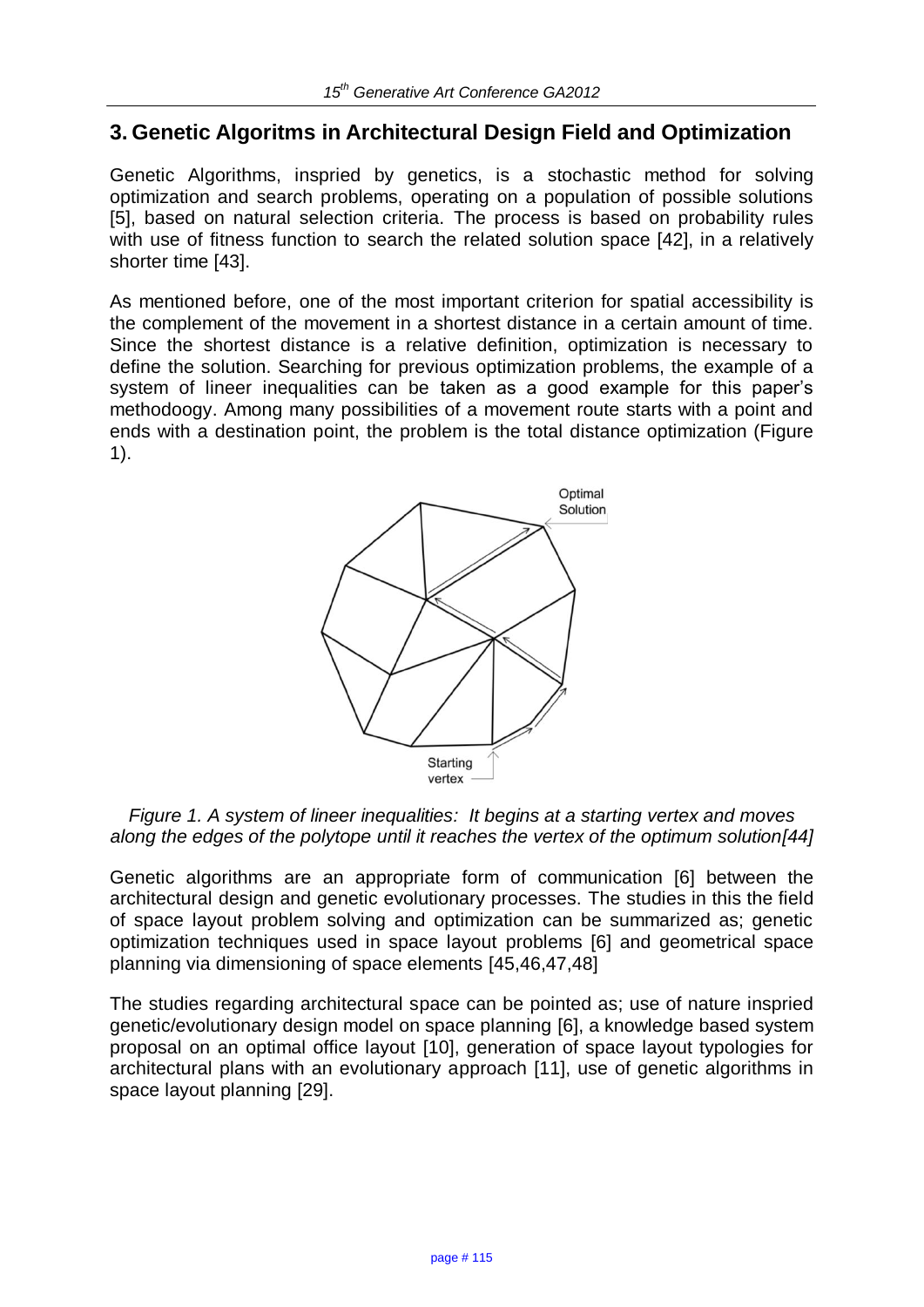## 3. Genetic Algoritms in Architectural Design Field and Optimization

Genetic Algorithms, inspried by genetics, is a stochastic method for solving optimization and search problems, operating on a population of possible solutions [5], based on natural selection criteria. The process is based on probability rules with use of fitness function to search the related solution space [42], in a relatively shorter time [43].

As mentioned before, one of the most important criterion for spatial accessibility is the complement of the movement in a shortest distance in a certain amount of time. Since the shortest distance is a relative definition, optimization is necessary to define the solution. Searching for previous optimization problems, the example of a system of lineer inequalities can be taken as a good example for this paper's methodoogy. Among many possibilities of a movement route starts with a point and ends with a destination point, the problem is the total distance optimization (Figure 1).

*Figure 1. A system of lineer inequalities: It begins at a starting vertex and moves along the edges of the polytope until it reaches the vertex of the optimum solution[44]*

Genetic algorithms are an appropriate form of communication [6] between the architectural design and genetic evolutionary processes. The studies in this the field of space layout problem solving and optimization can be summarized as; genetic optimization techniques used in space layout problems [6] and geometrical space planning via dimensioning of space elements [45,46,47,48]

The studies regarding architectural space can be pointed as; use of nature inspried genetic/evolutionary design model on space planning [6], a knowledge based system proposal on an optimal office layout [10], generation of space layout typologies for architectural plans with an evolutionary approach [11], use of genetic algorithms in space layout planning [29].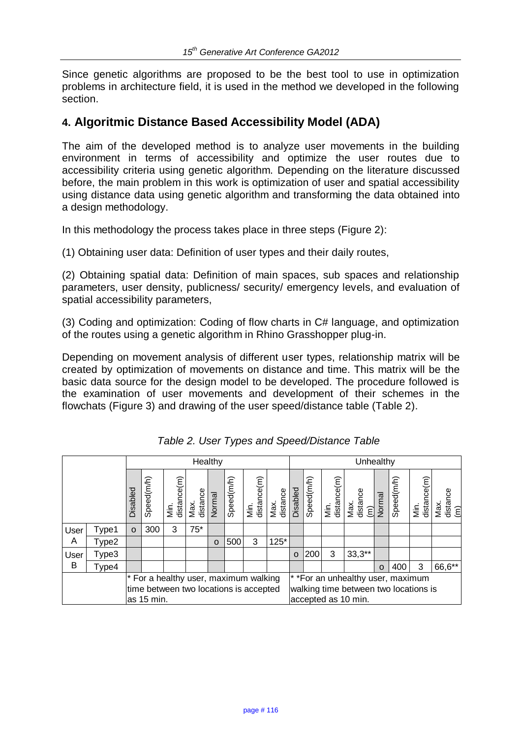Since genetic algorithms are proposed to be the best tool to use in optimization problems in architecture field, it is used in the method we developed in the following section.

## 4. Algoritmic Distance Based Accessibility Model (ADA)

The aim of the developed method is to analyze user movements in the building environment in terms of accessibility and optimize the user routes due to accessibility criteria using genetic algorithm. Depending on the literature discussed before, the main problem in this work is optimization of user and spatial accessibility using distance data using genetic algorithm and transforming the data obtained into a design methodology.

In this methodology the process takes place in three steps (Figure 2):

(1) Obtaining user data: Definition of user types and their daily routes,

(2) Obtaining spatial data: Definition of main spaces, sub spaces and relationship parameters, user density, publicness/ security/ emergency levels, and evaluation of spatial accessibility parameters,

(3) Coding and optimization: Coding of flow charts in C# language, and optimization of the routes using a genetic algorithm in Rhino Grasshopper plug-in.

Depending on movement analysis of different user types, relationship matrix will be created by optimization of movements on distance and time. This matrix will be the basic data source for the design model to be developed. The procedure followed is the examination of user movements and development of their schemes in the flowchats (Figure 3) and drawing of the user speed/distance table (Table 2).

*Table 2. User Types and Speed/Distance Table*

| | | Healthy | | | | | | | | Unhealthy | | | | | | | |
|---|---|---|---|---|---|---|---|---|---|---|---|---|---|---|---|---|---|
| | | Disabled | Speed(m/h) | Min. distance(m) | Max. distance | Normal | Speed(m/h) | Min. distance(m) | Max. distance | Disabled | Speed(m/h) | Min. distance(m) | Max. distance (m) | Normal | Speed(m/h) | Min. distance(m) | Max. distance (m) |
| User A | Type1 | o | 300 | 3 | 75* | | | | | | | | | | | | |
| | Type2 | | | | | o | 500 | 3 | 125* | | | | | | | | |
| User B | Type3 | | | | | | | | | o | 200 | 3 | 33,3** | | | | |
| | Type4 | | | | | | | | | | | | | o | 400 | 3 | 66,6** |
| | | * For a healthy user, maximum walking time between two locations is accepted as 15 min. | | | | | | | | * *For an unhealthy user, maximum walking time between two locations is accepted as 10 min. | | | | | | | |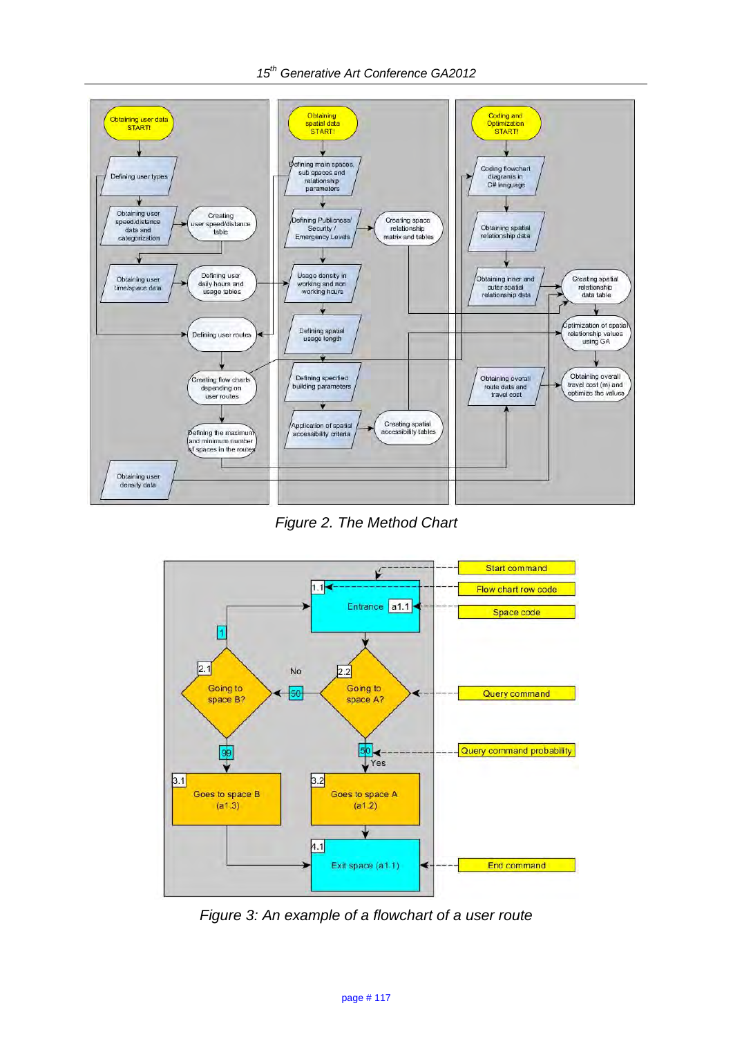*Figure 2. The Method Chart*

*Figure 3: An example of a flowchart of a user route*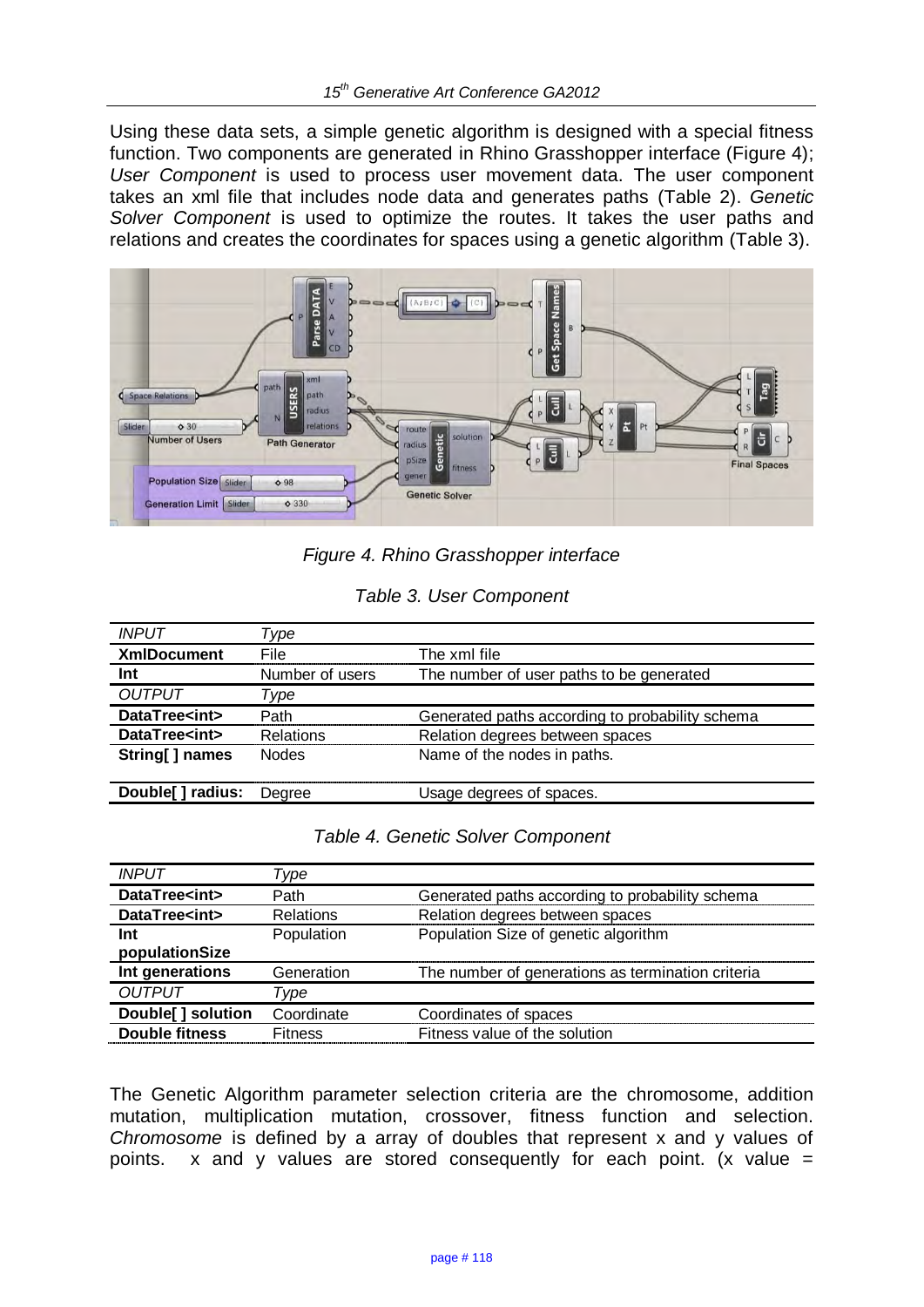Using these data sets, a simple genetic algorithm is designed with a special fitness function. Two components are generated in Rhino Grasshopper interface (Figure 4); *User Component* is used to process user movement data. The user component takes an xml file that includes node data and generates paths (Table 2). *Genetic Solver Component* is used to optimize the routes. It takes the user paths and relations and creates the coordinates for spaces using a genetic algorithm (Table 3).

*Figure 4. Rhino Grasshopper interface*

*Table 3. User Component*

| *INPUT* | *Type* | |
|---|---|---|
| **XmlDocument** | File | The xml file |
| **Int** | Number of users | The number of user paths to be generated |
| *OUTPUT* | *Type* | |
| **DataTree<int>** | Path | Generated paths according to probability schema |
| **DataTree<int>** | Relations | Relation degrees between spaces |
| **String[ ] names** | Nodes | Name of the nodes in paths. |
| **Double[ ] radius:** | Degree | Usage degrees of spaces. |

*Table 4. Genetic Solver Component*

| *INPUT* | *Type* | |
|---|---|---|
| **DataTree<int>** | Path | Generated paths according to probability schema |
| **DataTree<int>** | Relations | Relation degrees between spaces |
| **Int populationSize** | Population | Population Size of genetic algorithm |
| **Int generations** | Generation | The number of generations as termination criteria |
| *OUTPUT* | *Type* | |
| **Double[ ] solution** | Coordinate | Coordinates of spaces |
| **Double fitness** | Fitness | Fitness value of the solution |

The Genetic Algorithm parameter selection criteria are the chromosome, addition mutation, multiplication mutation, crossover, fitness function and selection. *Chromosome* is defined by a array of doubles that represent x and y values of points. x and y values are stored consequently for each point. (x value =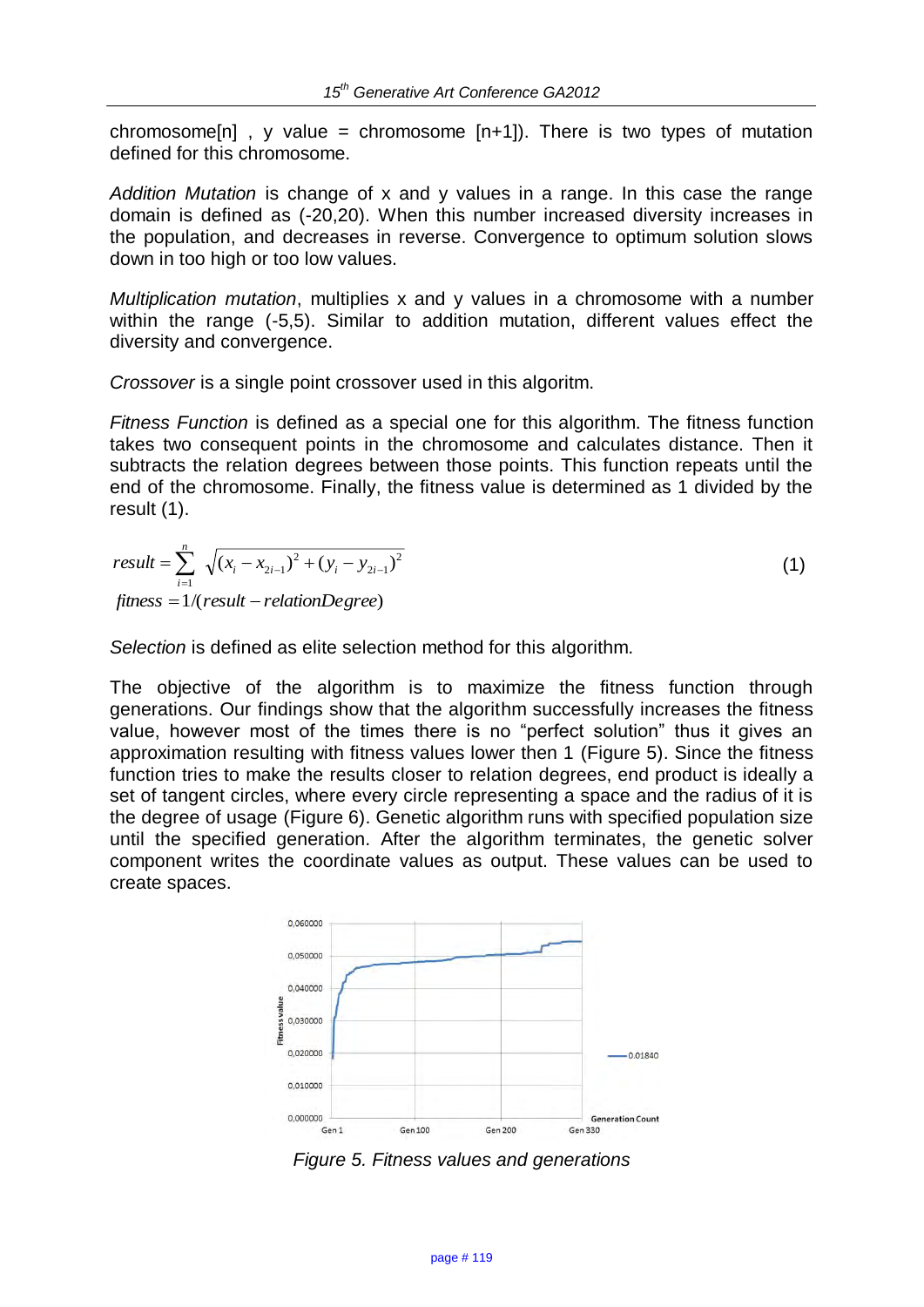chromosome[n] , y value = chromosome [n+1]). There is two types of mutation defined for this chromosome.

*Addition Mutation* is change of x and y values in a range. In this case the range domain is defined as (-20,20). When this number increased diversity increases in the population, and decreases in reverse. Convergence to optimum solution slows down in too high or too low values.

*Multiplication mutation*, multiplies x and y values in a chromosome with a number within the range (-5,5). Similar to addition mutation, different values effect the diversity and convergence.

*Crossover* is a single point crossover used in this algoritm.

*Fitness Function* is defined as a special one for this algorithm. The fitness function takes two consequent points in the chromosome and calculates distance. Then it subtracts the relation degrees between those points. This function repeats until the end of the chromosome. Finally, the fitness value is determined as 1 divided by the result (1).

$$result = \sum_{i=1}^{n} \sqrt{(x_i - x_{2i-1})^2 + (y_i - y_{2i-1})^2} \tag{1}$$

$$fitness = 1/(result - relationDegree)$$

*Selection* is defined as elite selection method for this algorithm.

The objective of the algorithm is to maximize the fitness function through generations. Our findings show that the algorithm successfully increases the fitness value, however most of the times there is no “perfect solution” thus it gives an approximation resulting with fitness values lower then 1 (Figure 5). Since the fitness function tries to make the results closer to relation degrees, end product is ideally a set of tangent circles, where every circle representing a space and the radius of it is the degree of usage (Figure 6). Genetic algorithm runs with specified population size until the specified generation. After the algorithm terminates, the genetic solver component writes the coordinate values as output. These values can be used to create spaces.

*Figure 5. Fitness values and generations*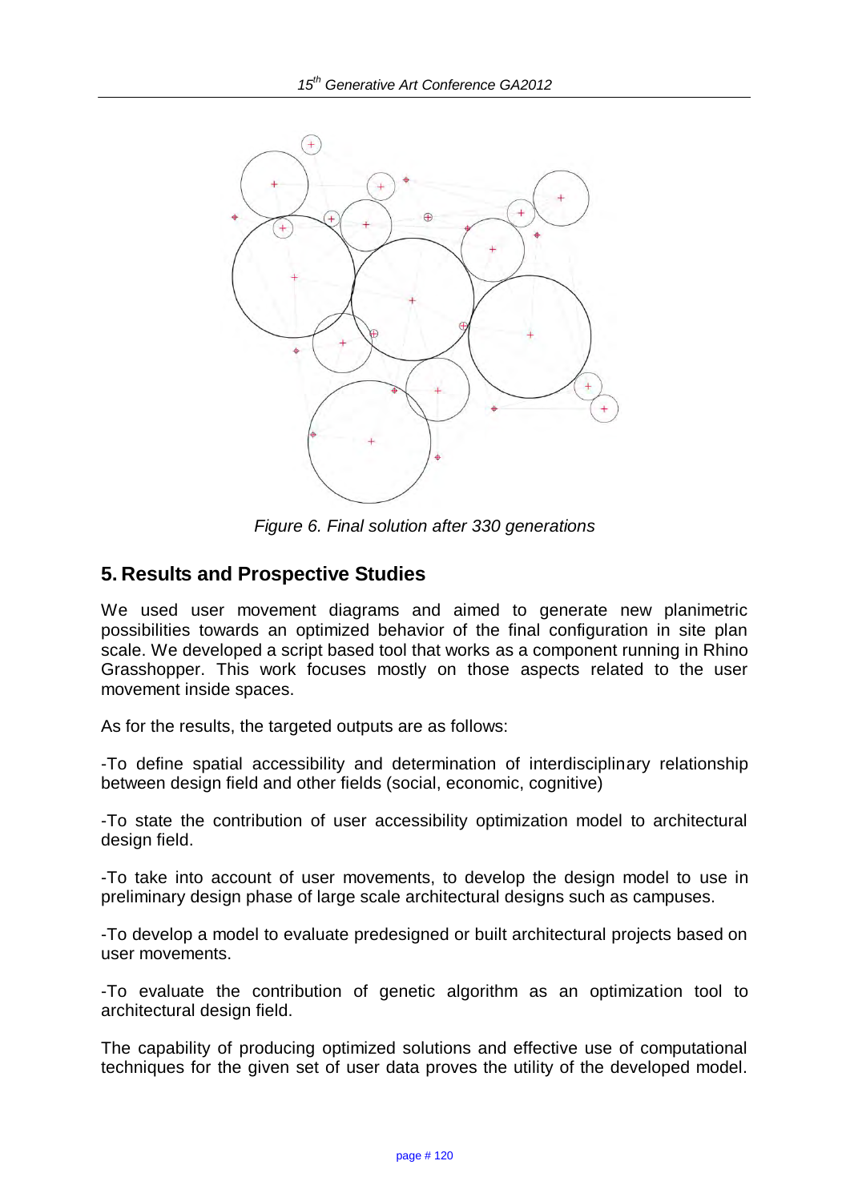*Figure 6. Final solution after 330 generations*

## 5. Results and Prospective Studies

We used user movement diagrams and aimed to generate new planimetric possibilities towards an optimized behavior of the final configuration in site plan scale. We developed a script based tool that works as a component running in Rhino Grasshopper. This work focuses mostly on those aspects related to the user movement inside spaces.

As for the results, the targeted outputs are as follows:

-To define spatial accessibility and determination of interdisciplinary relationship between design field and other fields (social, economic, cognitive)

-To state the contribution of user accessibility optimization model to architectural design field.

-To take into account of user movements, to develop the design model to use in preliminary design phase of large scale architectural designs such as campuses.

-To develop a model to evaluate predesigned or built architectural projects based on user movements.

-To evaluate the contribution of genetic algorithm as an optimization tool to architectural design field.

The capability of producing optimized solutions and effective use of computational techniques for the given set of user data proves the utility of the developed model.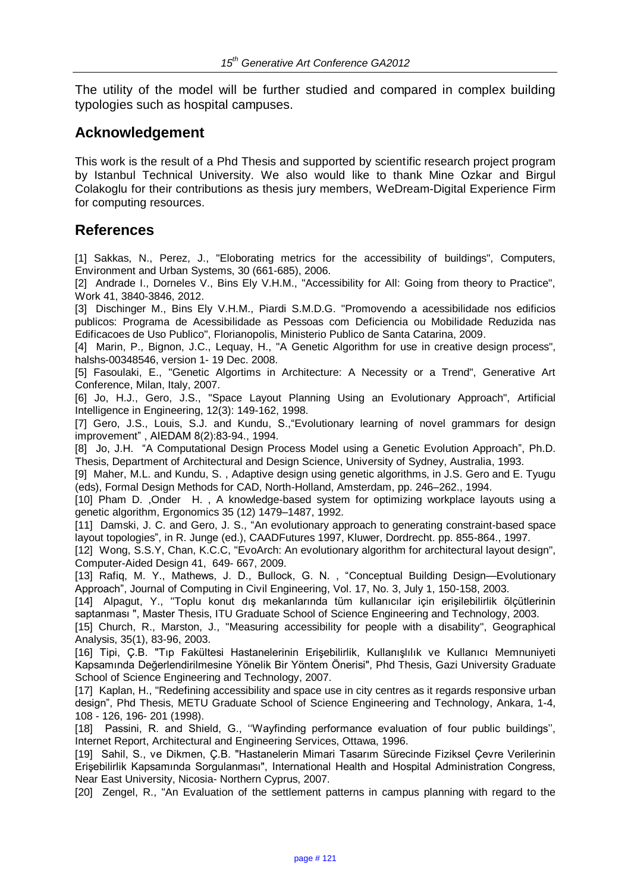The utility of the model will be further studied and compared in complex building typologies such as hospital campuses.

## Acknowledgement

This work is the result of a Phd Thesis and supported by scientific research project program by Istanbul Technical University. We also would like to thank Mine Ozkar and Birgul Colakoglu for their contributions as thesis jury members, WeDream-Digital Experience Firm for computing resources.

## References

[1] Sakkas, N., Perez, J., "Eloborating metrics for the accessibility of buildings", Computers, Environment and Urban Systems, 30 (661-685), 2006.

[2] Andrade I., Dorneles V., Bins Ely V.H.M., "Accessibility for All: Going from theory to Practice", Work 41, 3840-3846, 2012.

[3] Dischinger M., Bins Ely V.H.M., Piardi S.M.D.G. "Promovendo a acessibilidade nos edificios publicos: Programa de Acessibilidade as Pessoas com Deficiencia ou Mobilidade Reduzida nas Edificacoes de Uso Publico", Florianopolis, Ministerio Publico de Santa Catarina, 2009.

[4] Marin, P., Bignon, J.C., Lequay, H., "A Genetic Algorithm for use in creative design process", halshs-00348546, version 1- 19 Dec. 2008.

[5] Fasoulaki, E., "Genetic Algortims in Architecture: A Necessity or a Trend", Generative Art Conference, Milan, Italy, 2007.

[6] Jo, H.J., Gero, J.S., "Space Layout Planning Using an Evolutionary Approach", Artificial Intelligence in Engineering, 12(3): 149-162, 1998.

[7] Gero, J.S., Louis, S.J. and Kundu, S.,"Evolutionary learning of novel grammars for design improvement" , AIEDAM 8(2):83-94., 1994.

[8] Jo, J.H. "A Computational Design Process Model using a Genetic Evolution Approach", Ph.D. Thesis, Department of Architectural and Design Science, University of Sydney, Australia, 1993.

[9] Maher, M.L. and Kundu, S. , Adaptive design using genetic algorithms, in J.S. Gero and E. Tyugu (eds), Formal Design Methods for CAD, North-Holland, Amsterdam, pp. 246–262., 1994.

[10] Pham D. ,Onder H. , A knowledge-based system for optimizing workplace layouts using a genetic algorithm, Ergonomics 35 (12) 1479–1487, 1992.

[11] Damski, J. C. and Gero, J. S., "An evolutionary approach to generating constraint-based space layout topologies", in R. Junge (ed.), CAADFutures 1997, Kluwer, Dordrecht. pp. 855-864., 1997.

[12] Wong, S.S.Y, Chan, K.C.C, "EvoArch: An evolutionary algorithm for architectural layout design", Computer-Aided Design 41, 649- 667, 2009.

[13] Rafiq, M. Y., Mathews, J. D., Bullock, G. N. , "Conceptual Building Design—Evolutionary Approach", Journal of Computing in Civil Engineering, Vol. 17, No. 3, July 1, 150-158, 2003.

[14] Alpagut, Y., "Toplu konut dış mekanlarında tüm kullanıcılar için erişilebilirlik ölçütlerinin saptanması ", Master Thesis, ITU Graduate School of Science Engineering and Technology, 2003.

[15] Church, R., Marston, J., "Measuring accessibility for people with a disability", Geographical Analysis, 35(1), 83-96, 2003.

[16] Tipi, Ç.B. "Tıp Fakültesi Hastanelerinin Erişebilirlik, Kullanışlılık ve Kullanıcı Memnuniyeti Kapsamında Değerlendirilmesine Yönelik Bir Yöntem Önerisi", Phd Thesis, Gazi University Graduate School of Science Engineering and Technology, 2007.

[17] Kaplan, H., "Redefining accessibility and space use in city centres as it regards responsive urban design", Phd Thesis, METU Graduate School of Science Engineering and Technology, Ankara, 1-4, 108 - 126, 196- 201 (1998).

[18] Passini, R. and Shield, G., ''Wayfinding performance evaluation of four public buildings'', Internet Report, Architectural and Engineering Services, Ottawa, 1996.

[19] Sahil, S., ve Dikmen, Ç.B. "Hastanelerin Mimari Tasarım Sürecinde Fiziksel Çevre Verilerinin Erişebilirlik Kapsamında Sorgulanması", International Health and Hospital Administration Congress, Near East University, Nicosia- Northern Cyprus, 2007.

[20] Zengel, R., "An Evaluation of the settlement patterns in campus planning with regard to the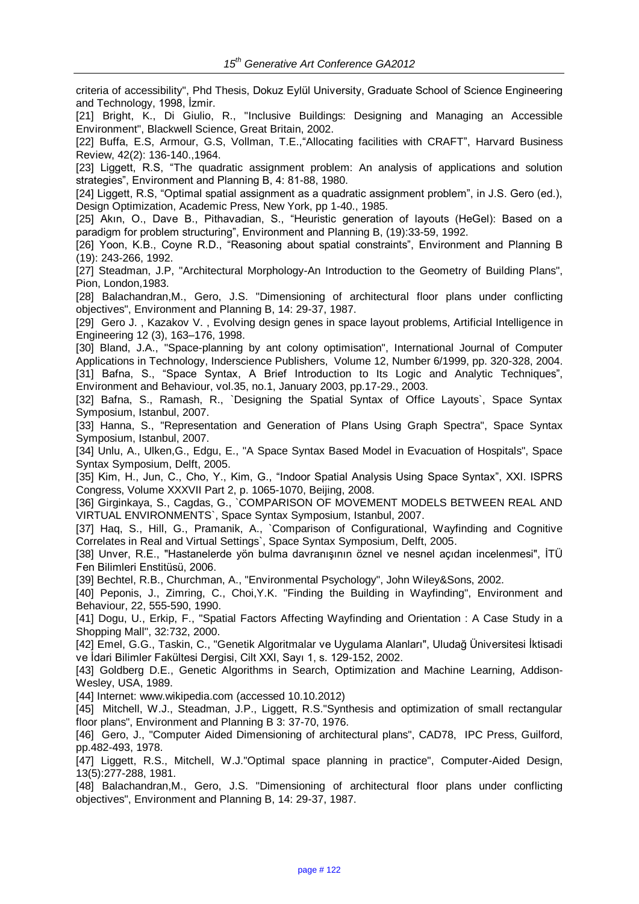criteria of accessibility", Phd Thesis, Dokuz Eylül University, Graduate School of Science Engineering and Technology, 1998, İzmir.

[21] Bright, K., Di Giulio, R., "Inclusive Buildings: Designing and Managing an Accessible Environment", Blackwell Science, Great Britain, 2002.

[22] Buffa, E.S, Armour, G.S, Vollman, T.E.,"Allocating facilities with CRAFT", Harvard Business Review, 42(2): 136-140.,1964.

[23] Liggett, R.S, "The quadratic assignment problem: An analysis of applications and solution strategies", Environment and Planning B, 4: 81-88, 1980.

[24] Liggett, R.S, "Optimal spatial assignment as a quadratic assignment problem", in J.S. Gero (ed.), Design Optimization, Academic Press, New York, pp 1-40., 1985.

[25] Akın, O., Dave B., Pithavadian, S., "Heuristic generation of layouts (HeGel): Based on a paradigm for problem structuring", Environment and Planning B, (19):33-59, 1992.

[26] Yoon, K.B., Coyne R.D., "Reasoning about spatial constraints", Environment and Planning B (19): 243-266, 1992.

[27] Steadman, J.P, "Architectural Morphology-An Introduction to the Geometry of Building Plans", Pion, London,1983.

[28] Balachandran,M., Gero, J.S. "Dimensioning of architectural floor plans under conflicting objectives", Environment and Planning B, 14: 29-37, 1987.

[29] Gero J. , Kazakov V. , Evolving design genes in space layout problems, Artificial Intelligence in Engineering 12 (3), 163–176, 1998.

[30] Bland, J.A., "Space-planning by ant colony optimisation", International Journal of Computer Applications in Technology, Inderscience Publishers, Volume 12, Number 6/1999, pp. 320-328, 2004.

[31] Bafna, S., "Space Syntax, A Brief Introduction to Its Logic and Analytic Techniques", Environment and Behaviour, vol.35, no.1, January 2003, pp.17-29., 2003.

[32] Bafna, S., Ramash, R., `Designing the Spatial Syntax of Office Layouts`, Space Syntax Symposium, Istanbul, 2007.

[33] Hanna, S., "Representation and Generation of Plans Using Graph Spectra", Space Syntax Symposium, Istanbul, 2007.

[34] Unlu, A., Ulken,G., Edgu, E., "A Space Syntax Based Model in Evacuation of Hospitals", Space Syntax Symposium, Delft, 2005.

[35] Kim, H., Jun, C., Cho, Y., Kim, G., "Indoor Spatial Analysis Using Space Syntax", XXI. ISPRS Congress, Volume XXXVII Part 2, p. 1065-1070, Beijing, 2008.

[36] Girginkaya, S., Cagdas, G., `COMPARISON OF MOVEMENT MODELS BETWEEN REAL AND VIRTUAL ENVIRONMENTS`, Space Syntax Symposium, Istanbul, 2007.

[37] Haq, S., Hill, G., Pramanik, A., `Comparison of Configurational, Wayfinding and Cognitive Correlates in Real and Virtual Settings`, Space Syntax Symposium, Delft, 2005.

[38] Unver, R.E., "Hastanelerde yön bulma davranışının öznel ve nesnel açıdan incelenmesi", İTÜ Fen Bilimleri Enstitüsü, 2006.

[39] Bechtel, R.B., Churchman, A., "Environmental Psychology", John Wiley&Sons, 2002.

[40] Peponis, J., Zimring, C., Choi,Y.K. "Finding the Building in Wayfinding", Environment and Behaviour, 22, 555-590, 1990.

[41] Dogu, U., Erkip, F., "Spatial Factors Affecting Wayfinding and Orientation : A Case Study in a Shopping Mall", 32:732, 2000.

[42] Emel, G.G., Taskin, C., "Genetik Algoritmalar ve Uygulama Alanları", Uludağ Üniversitesi İktisadi ve İdari Bilimler Fakültesi Dergisi, Cilt XXI, Sayı 1, s. 129-152, 2002.

[43] Goldberg D.E., Genetic Algorithms in Search, Optimization and Machine Learning, Addison-Wesley, USA, 1989.

[44] Internet: www.wikipedia.com (accessed 10.10.2012)

[45] Mitchell, W.J., Steadman, J.P., Liggett, R.S."Synthesis and optimization of small rectangular floor plans", Environment and Planning B 3: 37-70, 1976.

[46] Gero, J., "Computer Aided Dimensioning of architectural plans", CAD78, IPC Press, Guilford, pp.482-493, 1978.

[47] Liggett, R.S., Mitchell, W.J."Optimal space planning in practice", Computer-Aided Design, 13(5):277-288, 1981.

[48] Balachandran,M., Gero, J.S. "Dimensioning of architectural floor plans under conflicting objectives", Environment and Planning B, 14: 29-37, 1987.